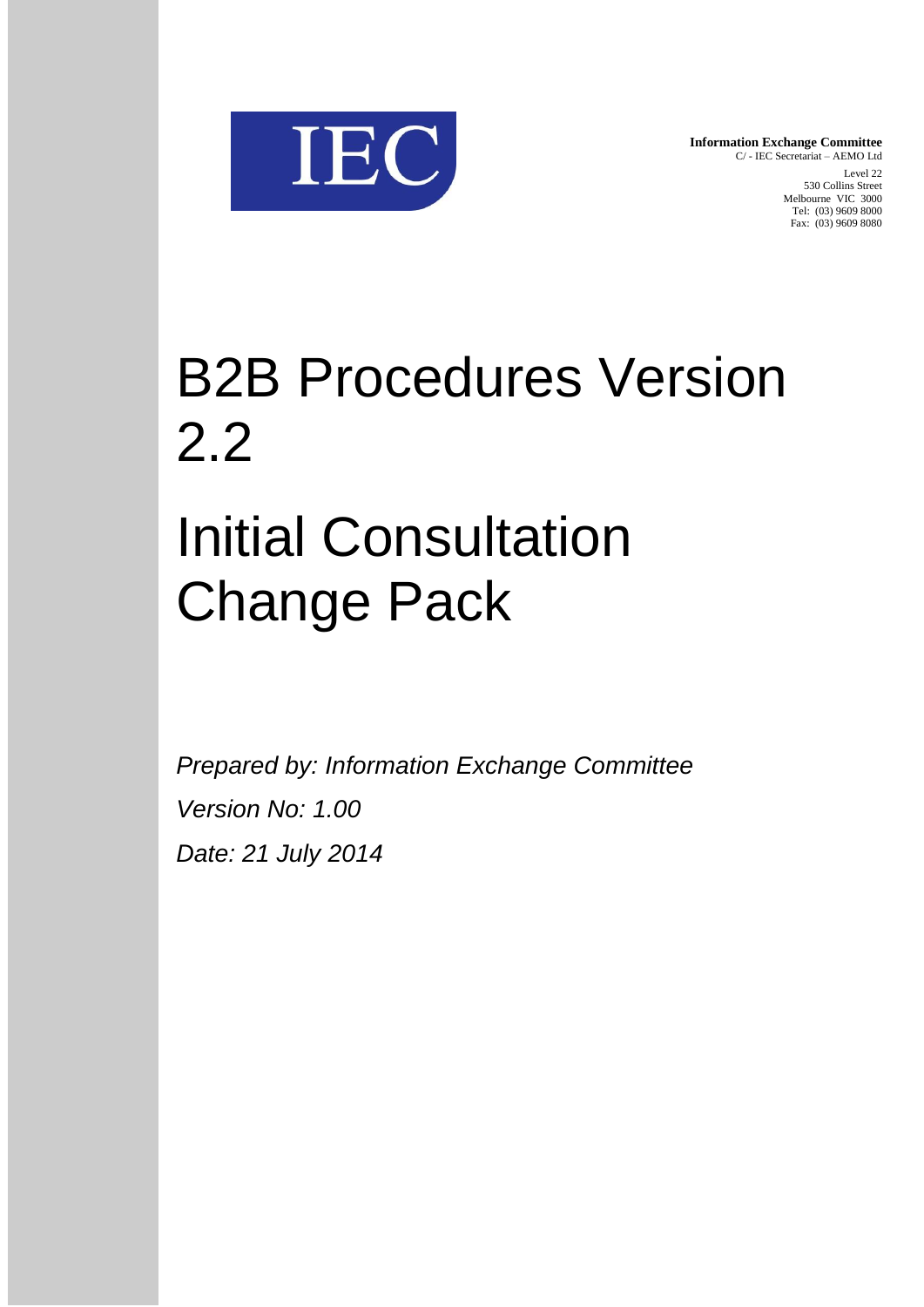IEC

**Information Exchange Committee**
C/ - IEC Secretariat – AEMO Ltd
Level 22
530 Collins Street
Melbourne VIC 3000
Tel: (03) 9609 8000
Fax: (03) 9609 8080

# B2B Procedures Version 2.2

# Initial Consultation Change Pack

*Prepared by: Information Exchange Committee*

*Version No: 1.00*

*Date: 21 July 2014*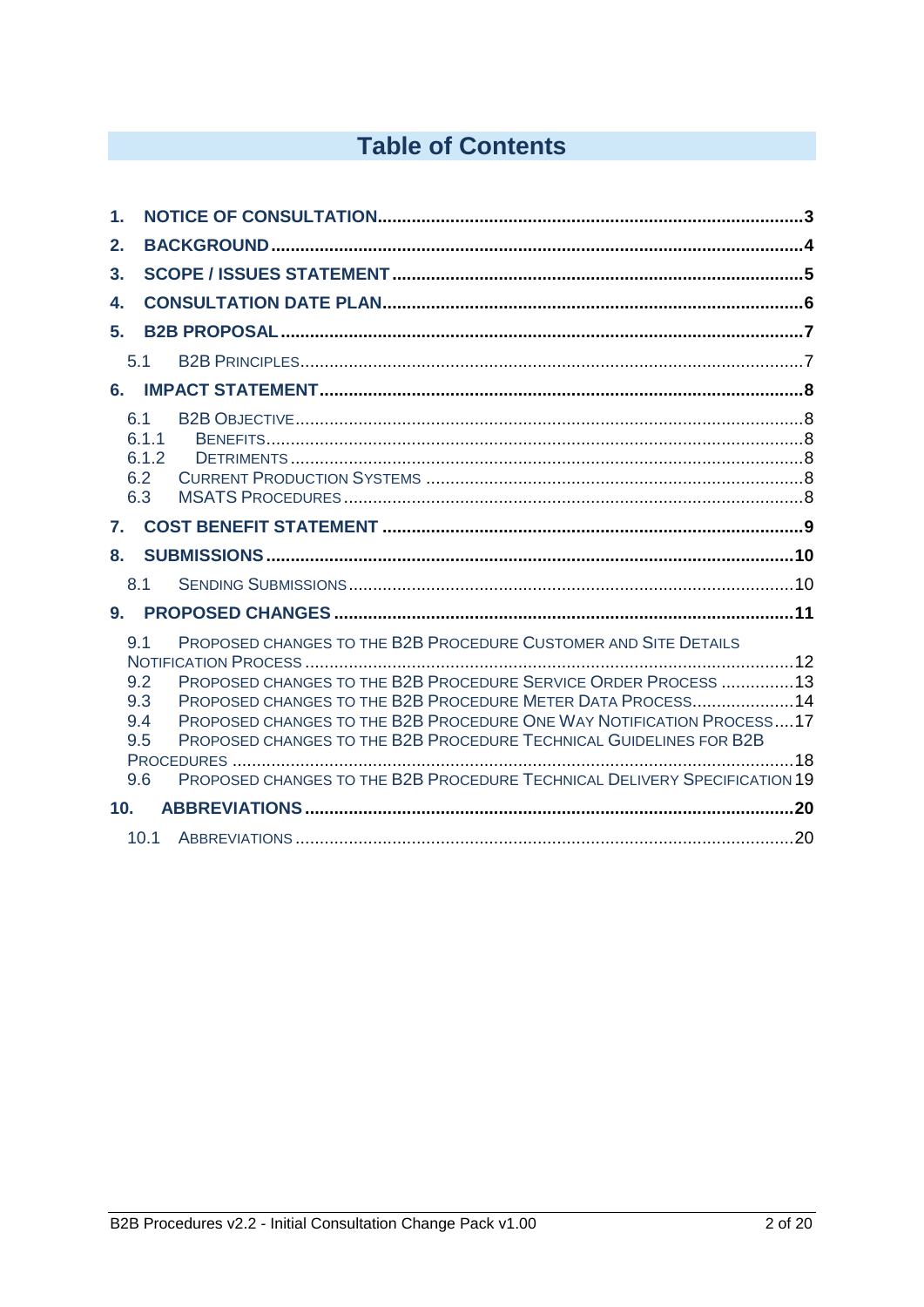# Table of Contents

1. NOTICE OF CONSULTATION ........ 3
2. BACKGROUND ........ 4
3. SCOPE / ISSUES STATEMENT ........ 5
4. CONSULTATION DATE PLAN ........ 6
5. B2B PROPOSAL ........ 7
   - 5.1 B2B PRINCIPLES ........ 7
6. IMPACT STATEMENT ........ 8
   - 6.1 B2B OBJECTIVE ........ 8
   - 6.1.1 BENEFITS ........ 8
   - 6.1.2 DETRIMENTS ........ 8
   - 6.2 CURRENT PRODUCTION SYSTEMS ........ 8
   - 6.3 MSATS PROCEDURES ........ 8
7. COST BENEFIT STATEMENT ........ 9
8. SUBMISSIONS ........ 10
   - 8.1 SENDING SUBMISSIONS ........ 10
9. PROPOSED CHANGES ........ 11
   - 9.1 PROPOSED CHANGES TO THE B2B PROCEDURE CUSTOMER AND SITE DETAILS NOTIFICATION PROCESS ........ 12
   - 9.2 PROPOSED CHANGES TO THE B2B PROCEDURE SERVICE ORDER PROCESS ........ 13
   - 9.3 PROPOSED CHANGES TO THE B2B PROCEDURE METER DATA PROCESS ........ 14
   - 9.4 PROPOSED CHANGES TO THE B2B PROCEDURE ONE WAY NOTIFICATION PROCESS ........ 17
   - 9.5 PROPOSED CHANGES TO THE B2B PROCEDURE TECHNICAL GUIDELINES FOR B2B PROCEDURES ........ 18
   - 9.6 PROPOSED CHANGES TO THE B2B PROCEDURE TECHNICAL DELIVERY SPECIFICATION ........ 19
10. ABBREVIATIONS ........ 20
    - 10.1 ABBREVIATIONS ........ 20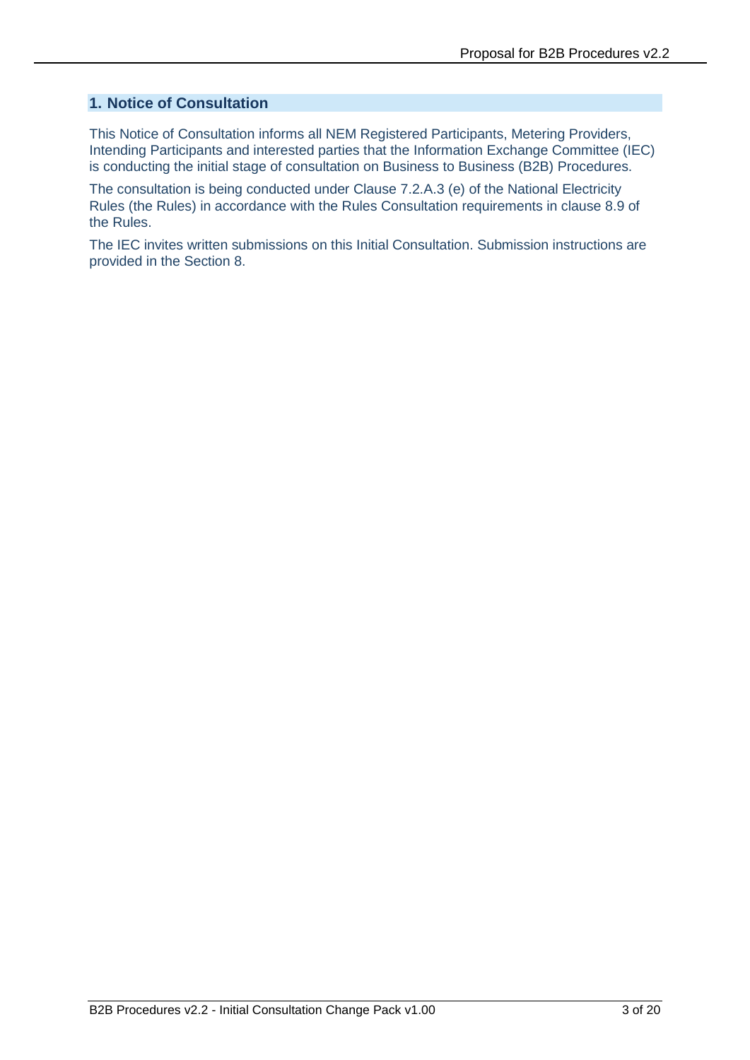## 1. Notice of Consultation

This Notice of Consultation informs all NEM Registered Participants, Metering Providers, Intending Participants and interested parties that the Information Exchange Committee (IEC) is conducting the initial stage of consultation on Business to Business (B2B) Procedures.

The consultation is being conducted under Clause 7.2.A.3 (e) of the National Electricity Rules (the Rules) in accordance with the Rules Consultation requirements in clause 8.9 of the Rules.

The IEC invites written submissions on this Initial Consultation. Submission instructions are provided in the Section 8.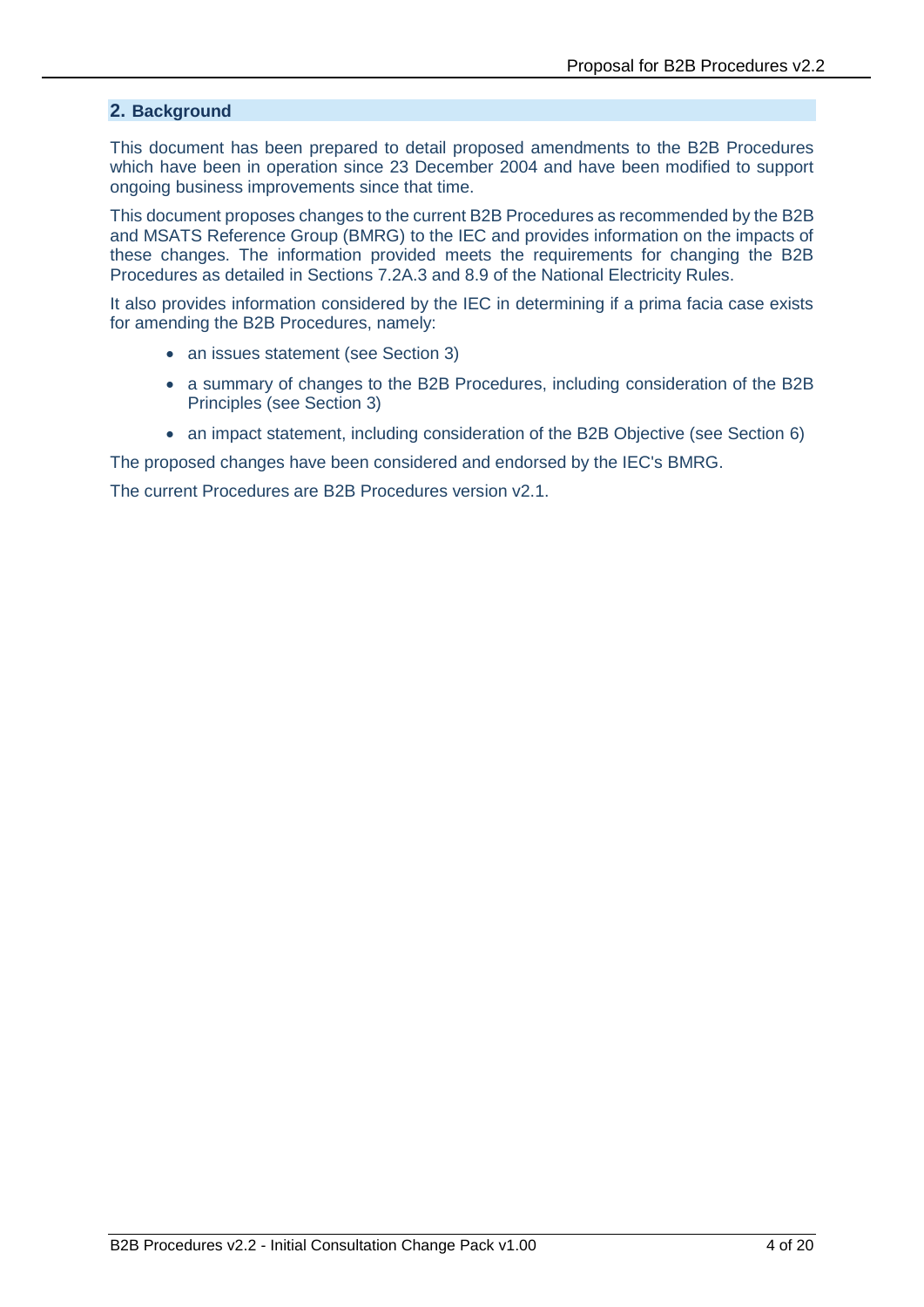## 2. Background

This document has been prepared to detail proposed amendments to the B2B Procedures which have been in operation since 23 December 2004 and have been modified to support ongoing business improvements since that time.

This document proposes changes to the current B2B Procedures as recommended by the B2B and MSATS Reference Group (BMRG) to the IEC and provides information on the impacts of these changes. The information provided meets the requirements for changing the B2B Procedures as detailed in Sections 7.2A.3 and 8.9 of the National Electricity Rules.

It also provides information considered by the IEC in determining if a prima facia case exists for amending the B2B Procedures, namely:

- an issues statement (see Section 3)
- a summary of changes to the B2B Procedures, including consideration of the B2B Principles (see Section 3)
- an impact statement, including consideration of the B2B Objective (see Section 6)

The proposed changes have been considered and endorsed by the IEC's BMRG.

The current Procedures are B2B Procedures version v2.1.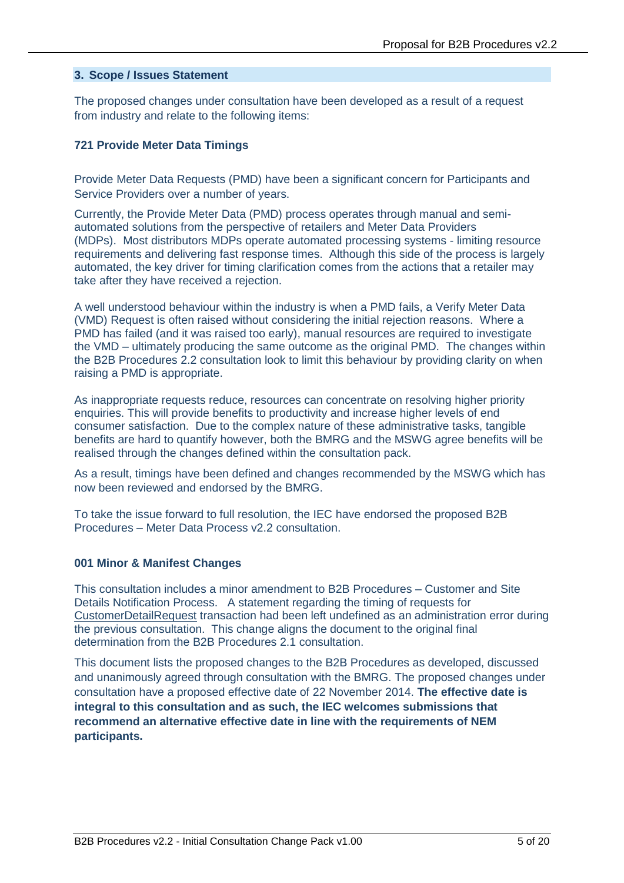## 3. Scope / Issues Statement

The proposed changes under consultation have been developed as a result of a request from industry and relate to the following items:

### 721 Provide Meter Data Timings

Provide Meter Data Requests (PMD) have been a significant concern for Participants and Service Providers over a number of years.

Currently, the Provide Meter Data (PMD) process operates through manual and semi-automated solutions from the perspective of retailers and Meter Data Providers (MDPs). Most distributors MDPs operate automated processing systems - limiting resource requirements and delivering fast response times. Although this side of the process is largely automated, the key driver for timing clarification comes from the actions that a retailer may take after they have received a rejection.

A well understood behaviour within the industry is when a PMD fails, a Verify Meter Data (VMD) Request is often raised without considering the initial rejection reasons. Where a PMD has failed (and it was raised too early), manual resources are required to investigate the VMD – ultimately producing the same outcome as the original PMD. The changes within the B2B Procedures 2.2 consultation look to limit this behaviour by providing clarity on when raising a PMD is appropriate.

As inappropriate requests reduce, resources can concentrate on resolving higher priority enquiries. This will provide benefits to productivity and increase higher levels of end consumer satisfaction. Due to the complex nature of these administrative tasks, tangible benefits are hard to quantify however, both the BMRG and the MSWG agree benefits will be realised through the changes defined within the consultation pack.

As a result, timings have been defined and changes recommended by the MSWG which has now been reviewed and endorsed by the BMRG.

To take the issue forward to full resolution, the IEC have endorsed the proposed B2B Procedures – Meter Data Process v2.2 consultation.

### 001 Minor & Manifest Changes

This consultation includes a minor amendment to B2B Procedures – Customer and Site Details Notification Process. A statement regarding the timing of requests for CustomerDetailRequest transaction had been left undefined as an administration error during the previous consultation. This change aligns the document to the original final determination from the B2B Procedures 2.1 consultation.

This document lists the proposed changes to the B2B Procedures as developed, discussed and unanimously agreed through consultation with the BMRG. The proposed changes under consultation have a proposed effective date of 22 November 2014. **The effective date is integral to this consultation and as such, the IEC welcomes submissions that recommend an alternative effective date in line with the requirements of NEM participants.**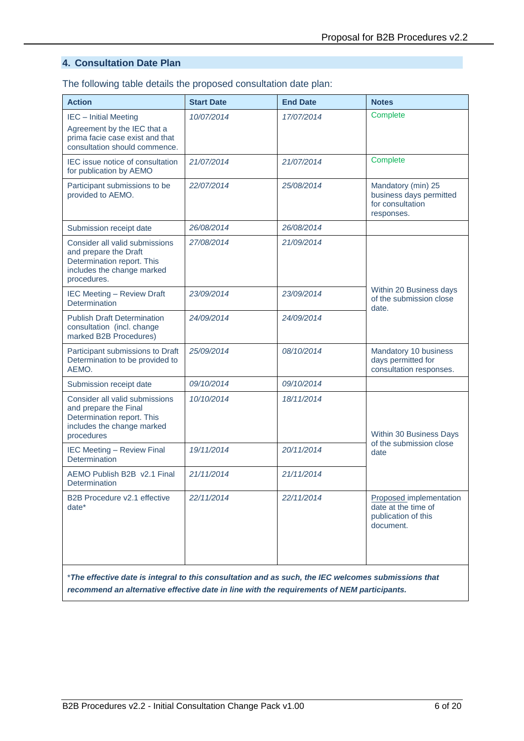## 4. Consultation Date Plan

The following table details the proposed consultation date plan:

| Action | Start Date | End Date | Notes |
|---|---|---|---|
| IEC – Initial Meeting<br>Agreement by the IEC that a prima facie case exist and that consultation should commence. | *10/07/2014* | *17/07/2014* | Complete |
| IEC issue notice of consultation for publication by AEMO | *21/07/2014* | *21/07/2014* | Complete |
| Participant submissions to be provided to AEMO. | *22/07/2014* | *25/08/2014* | Mandatory (min) 25 business days permitted for consultation responses. |
| Submission receipt date | *26/08/2014* | *26/08/2014* | |
| Consider all valid submissions and prepare the Draft Determination report. This includes the change marked procedures. | *27/08/2014* | *21/09/2014* | Within 20 Business days of the submission close date. |
| IEC Meeting – Review Draft Determination | *23/09/2014* | *23/09/2014* | |
| Publish Draft Determination consultation (incl. change marked B2B Procedures) | *24/09/2014* | *24/09/2014* | |
| Participant submissions to Draft Determination to be provided to AEMO. | *25/09/2014* | *08/10/2014* | Mandatory 10 business days permitted for consultation responses. |
| Submission receipt date | *09/10/2014* | *09/10/2014* | |
| Consider all valid submissions and prepare the Final Determination report. This includes the change marked procedures | *10/10/2014* | *18/11/2014* | Within 30 Business Days of the submission close date |
| IEC Meeting – Review Final Determination | *19/11/2014* | *20/11/2014* | |
| AEMO Publish B2B v2.1 Final Determination | *21/11/2014* | *21/11/2014* | |
| B2B Procedure v2.1 effective date* | *22/11/2014* | *22/11/2014* | Proposed implementation date at the time of publication of this document. |

**_*The effective date is integral to this consultation and as such, the IEC welcomes submissions that recommend an alternative effective date in line with the requirements of NEM participants._**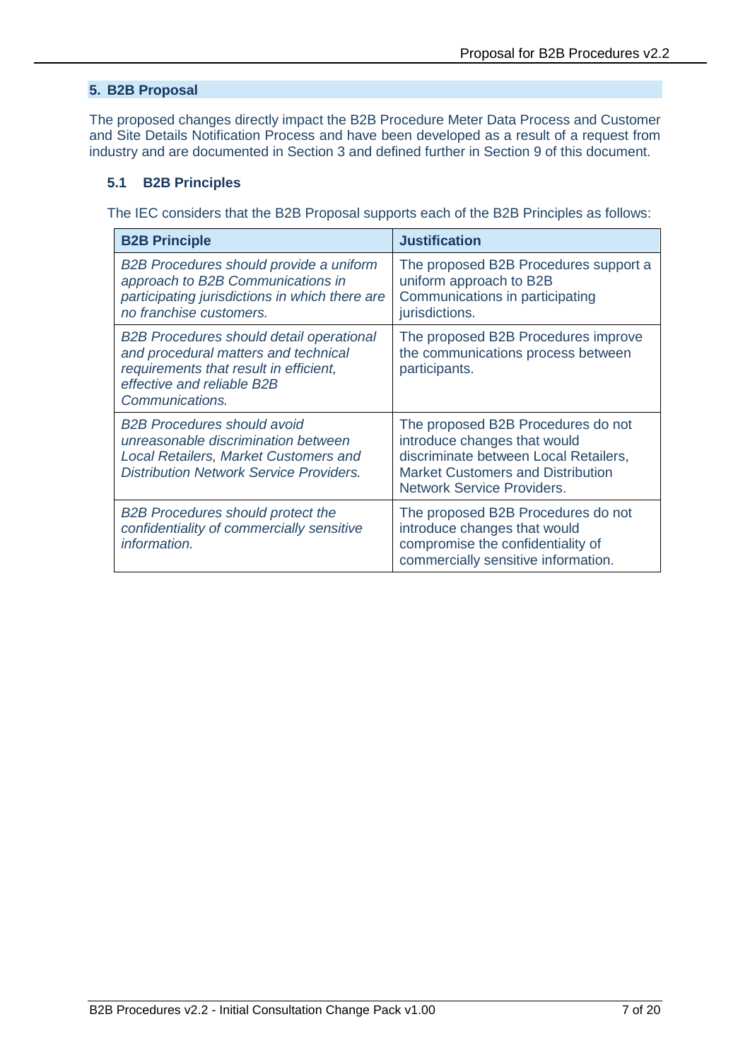## 5. B2B Proposal

The proposed changes directly impact the B2B Procedure Meter Data Process and Customer and Site Details Notification Process and have been developed as a result of a request from industry and are documented in Section 3 and defined further in Section 9 of this document.

### 5.1 B2B Principles

The IEC considers that the B2B Proposal supports each of the B2B Principles as follows:

| B2B Principle | Justification |
|---|---|
| *B2B Procedures should provide a uniform approach to B2B Communications in participating jurisdictions in which there are no franchise customers.* | The proposed B2B Procedures support a uniform approach to B2B Communications in participating jurisdictions. |
| *B2B Procedures should detail operational and procedural matters and technical requirements that result in efficient, effective and reliable B2B Communications.* | The proposed B2B Procedures improve the communications process between participants. |
| *B2B Procedures should avoid unreasonable discrimination between Local Retailers, Market Customers and Distribution Network Service Providers.* | The proposed B2B Procedures do not introduce changes that would discriminate between Local Retailers, Market Customers and Distribution Network Service Providers. |
| *B2B Procedures should protect the confidentiality of commercially sensitive information.* | The proposed B2B Procedures do not introduce changes that would compromise the confidentiality of commercially sensitive information. |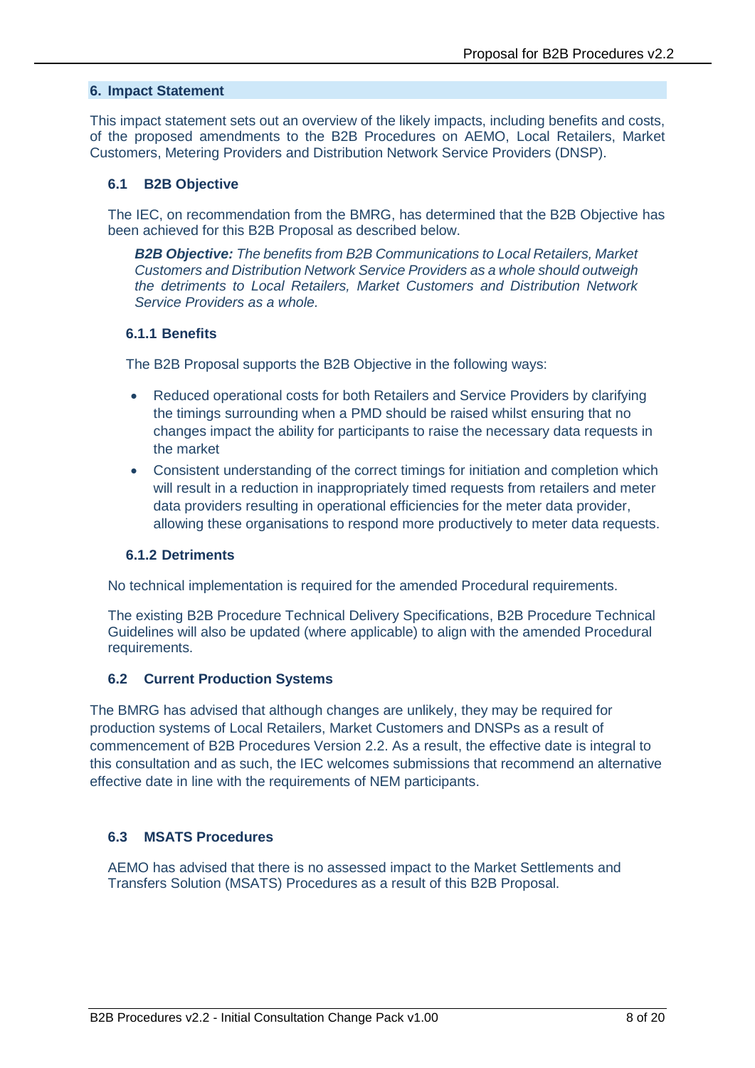## 6. Impact Statement

This impact statement sets out an overview of the likely impacts, including benefits and costs, of the proposed amendments to the B2B Procedures on AEMO, Local Retailers, Market Customers, Metering Providers and Distribution Network Service Providers (DNSP).

### 6.1 B2B Objective

The IEC, on recommendation from the BMRG, has determined that the B2B Objective has been achieved for this B2B Proposal as described below.

> ***B2B Objective:*** *The benefits from B2B Communications to Local Retailers, Market Customers and Distribution Network Service Providers as a whole should outweigh the detriments to Local Retailers, Market Customers and Distribution Network Service Providers as a whole.*

#### 6.1.1 Benefits

The B2B Proposal supports the B2B Objective in the following ways:

- Reduced operational costs for both Retailers and Service Providers by clarifying the timings surrounding when a PMD should be raised whilst ensuring that no changes impact the ability for participants to raise the necessary data requests in the market
- Consistent understanding of the correct timings for initiation and completion which will result in a reduction in inappropriately timed requests from retailers and meter data providers resulting in operational efficiencies for the meter data provider, allowing these organisations to respond more productively to meter data requests.

#### 6.1.2 Detriments

No technical implementation is required for the amended Procedural requirements.

The existing B2B Procedure Technical Delivery Specifications, B2B Procedure Technical Guidelines will also be updated (where applicable) to align with the amended Procedural requirements.

### 6.2 Current Production Systems

The BMRG has advised that although changes are unlikely, they may be required for production systems of Local Retailers, Market Customers and DNSPs as a result of commencement of B2B Procedures Version 2.2. As a result, the effective date is integral to this consultation and as such, the IEC welcomes submissions that recommend an alternative effective date in line with the requirements of NEM participants.

### 6.3 MSATS Procedures

AEMO has advised that there is no assessed impact to the Market Settlements and Transfers Solution (MSATS) Procedures as a result of this B2B Proposal.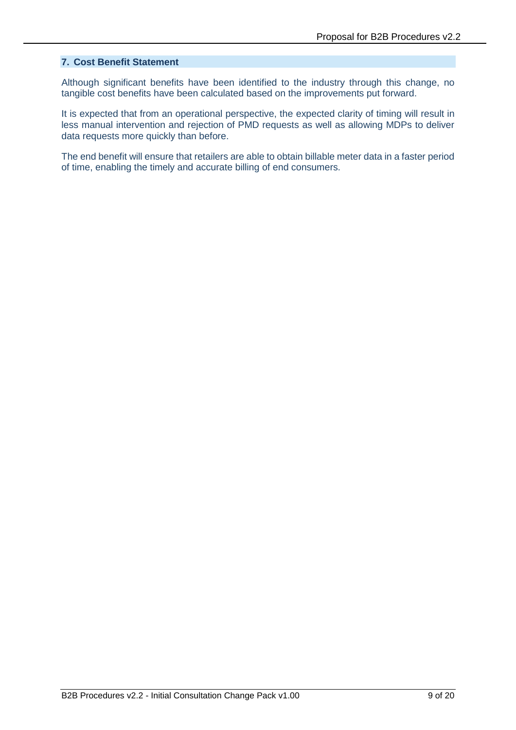## 7. Cost Benefit Statement

Although significant benefits have been identified to the industry through this change, no tangible cost benefits have been calculated based on the improvements put forward.

It is expected that from an operational perspective, the expected clarity of timing will result in less manual intervention and rejection of PMD requests as well as allowing MDPs to deliver data requests more quickly than before.

The end benefit will ensure that retailers are able to obtain billable meter data in a faster period of time, enabling the timely and accurate billing of end consumers.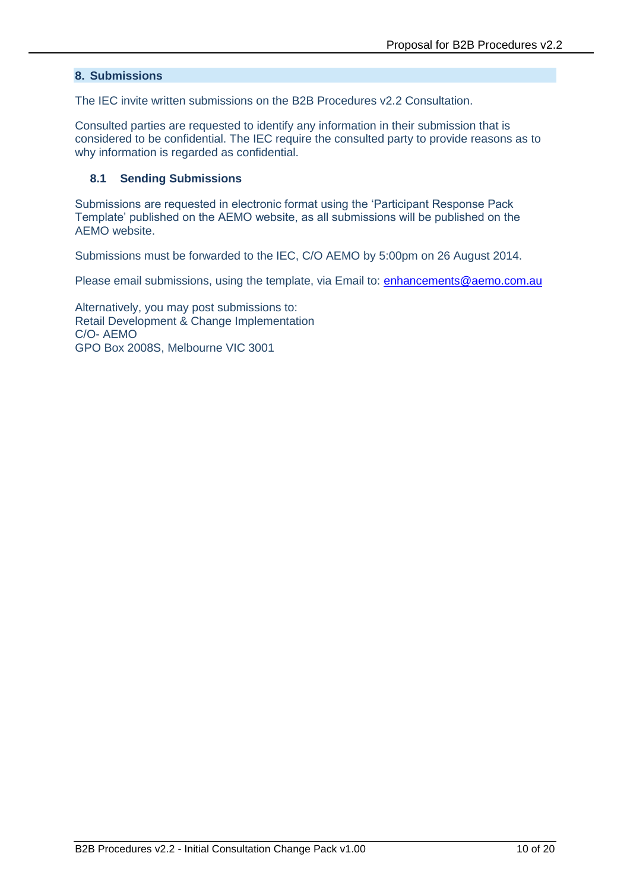## 8. Submissions

The IEC invite written submissions on the B2B Procedures v2.2 Consultation.

Consulted parties are requested to identify any information in their submission that is considered to be confidential. The IEC require the consulted party to provide reasons as to why information is regarded as confidential.

### 8.1 Sending Submissions

Submissions are requested in electronic format using the 'Participant Response Pack Template' published on the AEMO website, as all submissions will be published on the AEMO website.

Submissions must be forwarded to the IEC, C/O AEMO by 5:00pm on 26 August 2014.

Please email submissions, using the template, via Email to: enhancements@aemo.com.au

Alternatively, you may post submissions to:
Retail Development & Change Implementation
C/O- AEMO
GPO Box 2008S, Melbourne VIC 3001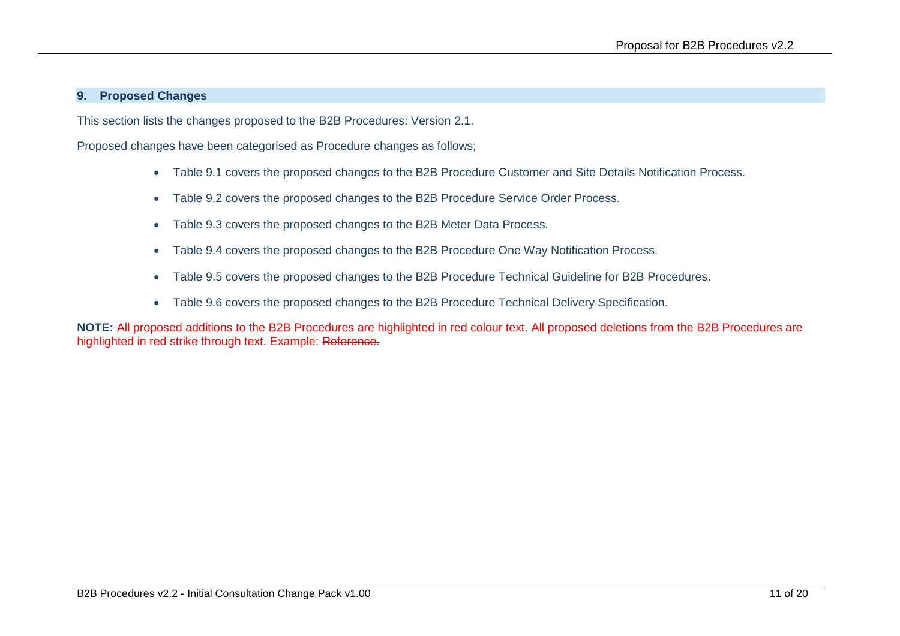## 9. Proposed Changes

This section lists the changes proposed to the B2B Procedures: Version 2.1.

Proposed changes have been categorised as Procedure changes as follows;

- Table 9.1 covers the proposed changes to the B2B Procedure Customer and Site Details Notification Process.
- Table 9.2 covers the proposed changes to the B2B Procedure Service Order Process.
- Table 9.3 covers the proposed changes to the B2B Meter Data Process.
- Table 9.4 covers the proposed changes to the B2B Procedure One Way Notification Process.
- Table 9.5 covers the proposed changes to the B2B Procedure Technical Guideline for B2B Procedures.
- Table 9.6 covers the proposed changes to the B2B Procedure Technical Delivery Specification.

**NOTE:** All proposed additions to the B2B Procedures are highlighted in red colour text. All proposed deletions from the B2B Procedures are highlighted in red strike through text. Example: ~~Reference.~~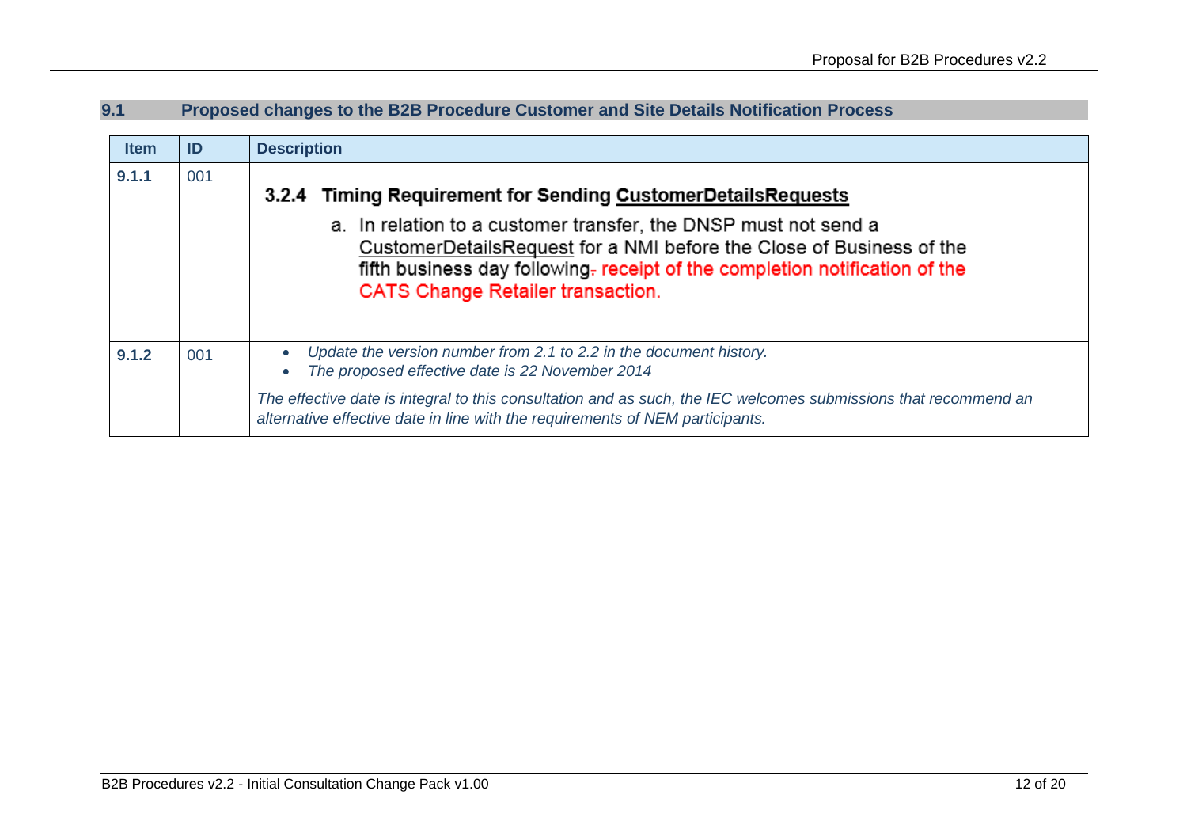## 9.1 Proposed changes to the B2B Procedure Customer and Site Details Notification Process

| Item | ID | Description |
|---|---|---|
| **9.1.1** | 001 | **3.2.4 Timing Requirement for Sending CustomerDetailsRequests**<br><br>a. In relation to a customer transfer, the DNSP must not send a CustomerDetailsRequest for a NMI before the Close of Business of the fifth business day following. receipt of the completion notification of the CATS Change Retailer transaction. |
| **9.1.2** | 001 | • *Update the version number from 2.1 to 2.2 in the document history.*<br>• *The proposed effective date is 22 November 2014*<br><br>*The effective date is integral to this consultation and as such, the IEC welcomes submissions that recommend an alternative effective date in line with the requirements of NEM participants.* |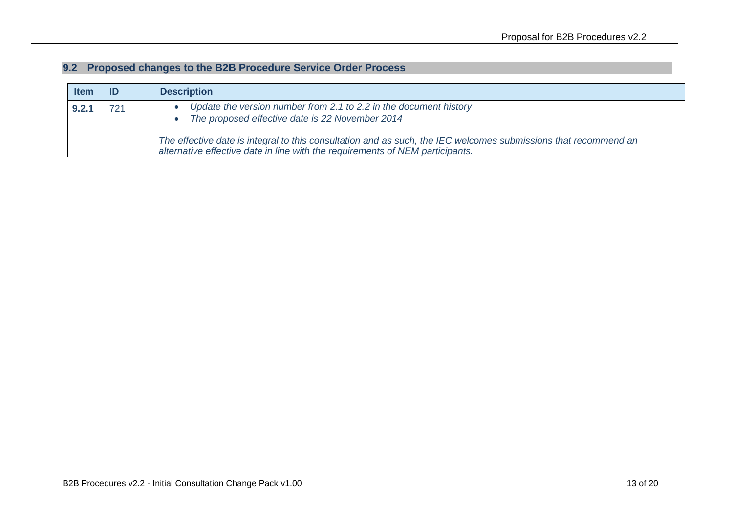## 9.2 Proposed changes to the B2B Procedure Service Order Process

| Item | ID | Description |
|---|---|---|
| **9.2.1** | 721 | • *Update the version number from 2.1 to 2.2 in the document history*<br>• *The proposed effective date is 22 November 2014*<br><br>*The effective date is integral to this consultation and as such, the IEC welcomes submissions that recommend an alternative effective date in line with the requirements of NEM participants.* |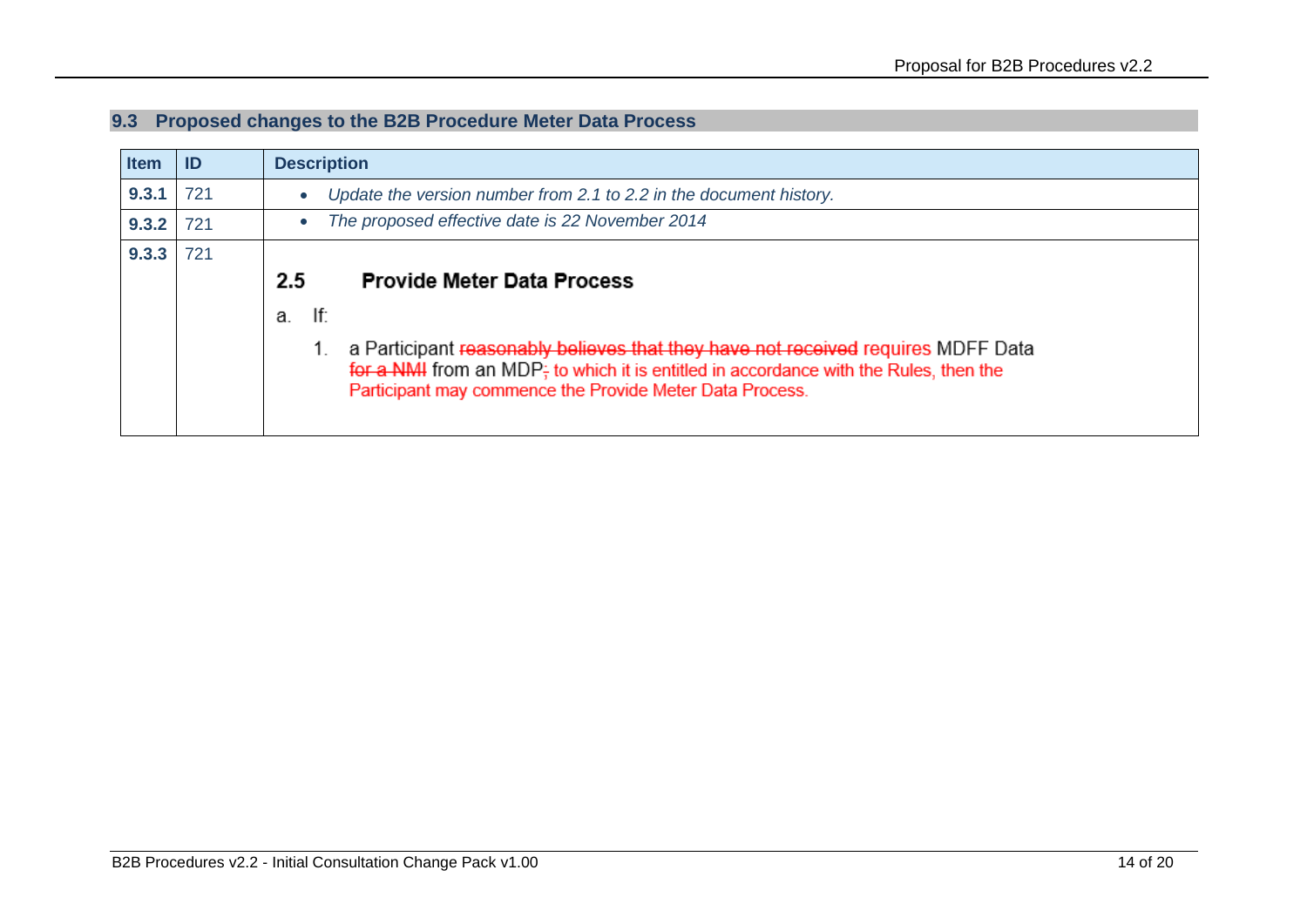## 9.3 Proposed changes to the B2B Procedure Meter Data Process

| Item | ID | Description |
|---|---|---|
| **9.3.1** | 721 | • *Update the version number from 2.1 to 2.2 in the document history.* |
| **9.3.2** | 721 | • *The proposed effective date is 22 November 2014* |
| **9.3.3** | 721 | **2.5 Provide Meter Data Process**<br><br>a. If:<br><br>1. a Participant ~~reasonably believes that they have not received~~ requires MDFF Data ~~for a NMI~~ from an MDP~~;~~ to which it is entitled in accordance with the Rules, then the Participant may commence the Provide Meter Data Process. |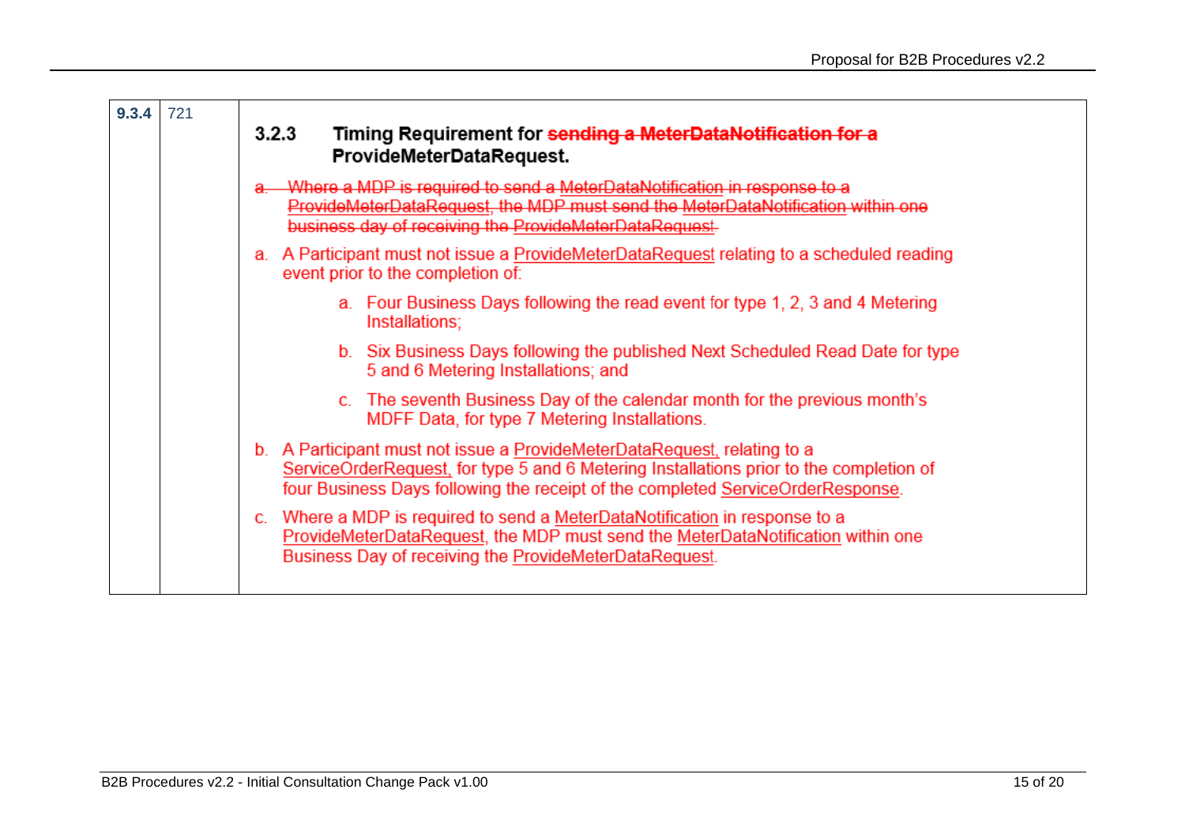| 9.3.4 | 721 | **3.2.3 Timing Requirement for ~~sending a MeterDataNotification for a~~ ProvideMeterDataRequest.**<br><br>~~a. Where a MDP is required to send a MeterDataNotification in response to a ProvideMeterDataRequest, the MDP must send the MeterDataNotification within one business day of receiving the ProvideMeterDataRequest.~~<br><br>a. A Participant must not issue a ProvideMeterDataRequest relating to a scheduled reading event prior to the completion of:<br>&nbsp;&nbsp;&nbsp;&nbsp;a. Four Business Days following the read event for type 1, 2, 3 and 4 Metering Installations;<br>&nbsp;&nbsp;&nbsp;&nbsp;b. Six Business Days following the published Next Scheduled Read Date for type 5 and 6 Metering Installations; and<br>&nbsp;&nbsp;&nbsp;&nbsp;c. The seventh Business Day of the calendar month for the previous month's MDFF Data, for type 7 Metering Installations.<br><br>b. A Participant must not issue a ProvideMeterDataRequest, relating to a ServiceOrderRequest, for type 5 and 6 Metering Installations prior to the completion of four Business Days following the receipt of the completed ServiceOrderResponse.<br><br>c. Where a MDP is required to send a MeterDataNotification in response to a ProvideMeterDataRequest, the MDP must send the MeterDataNotification within one Business Day of receiving the ProvideMeterDataRequest. |
|---|---|---|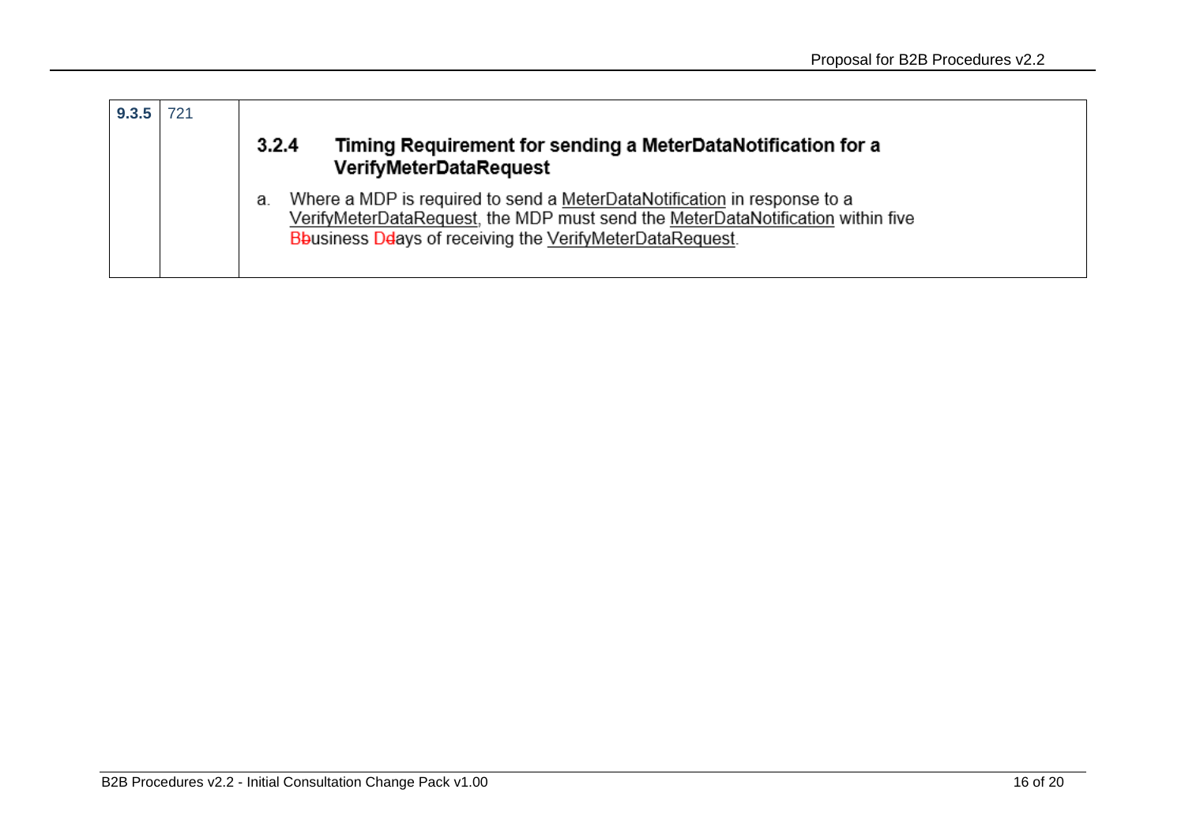| 9.3.5 | 721 | **3.2.4 Timing Requirement for sending a MeterDataNotification for a VerifyMeterDataRequest**<br><br>a. Where a MDP is required to send a MeterDataNotification in response to a VerifyMeterDataRequest, the MDP must send the MeterDataNotification within five B~~b~~usiness D~~d~~ays of receiving the VerifyMeterDataRequest. |
|---|---|---|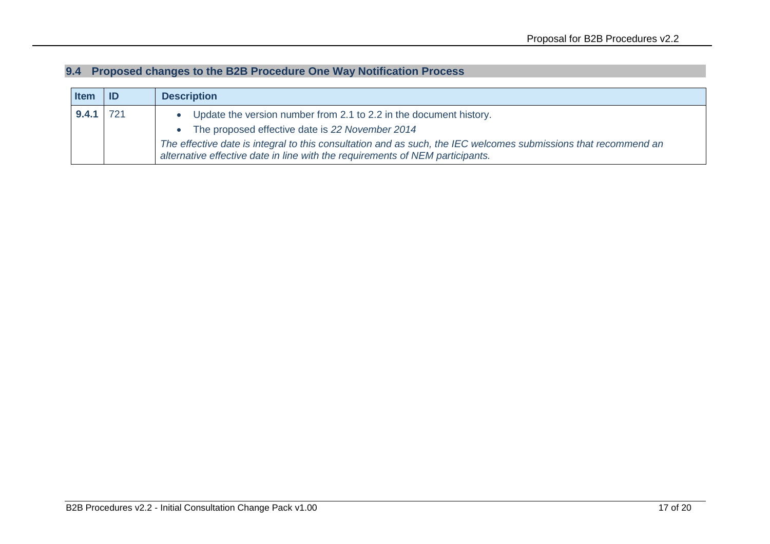## 9.4 Proposed changes to the B2B Procedure One Way Notification Process

| Item | ID | Description |
|---|---|---|
| **9.4.1** | 721 | • Update the version number from 2.1 to 2.2 in the document history.<br>• The proposed effective date is *22 November 2014*<br>*The effective date is integral to this consultation and as such, the IEC welcomes submissions that recommend an alternative effective date in line with the requirements of NEM participants.* |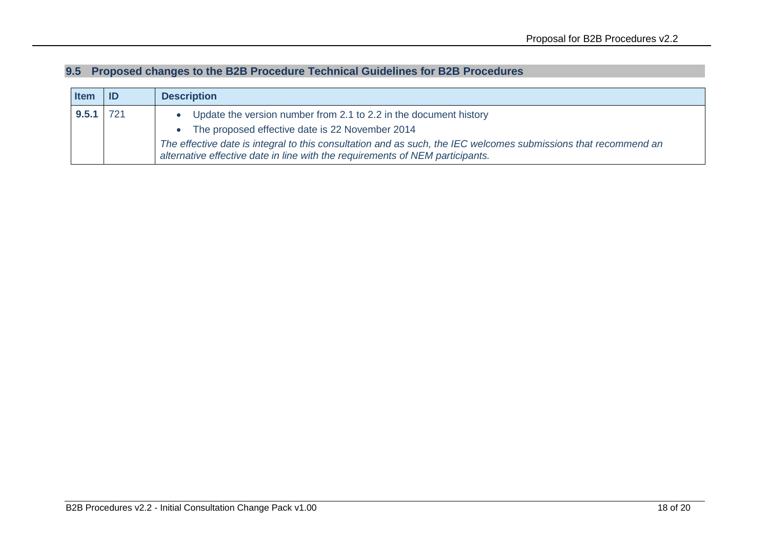## 9.5 Proposed changes to the B2B Procedure Technical Guidelines for B2B Procedures

| Item | ID | Description |
|---|---|---|
| **9.5.1** | 721 | • Update the version number from 2.1 to 2.2 in the document history<br>• The proposed effective date is 22 November 2014<br>*The effective date is integral to this consultation and as such, the IEC welcomes submissions that recommend an alternative effective date in line with the requirements of NEM participants.* |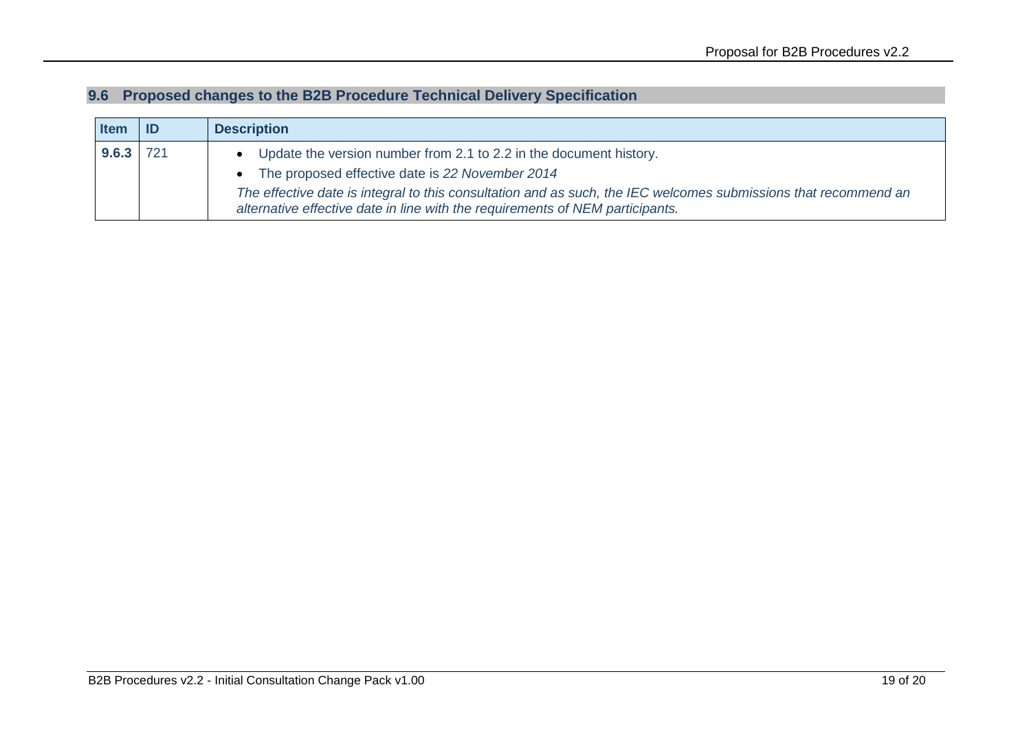## 9.6 Proposed changes to the B2B Procedure Technical Delivery Specification

| Item | ID | Description |
|---|---|---|
| **9.6.3** | 721 | • Update the version number from 2.1 to 2.2 in the document history.<br>• The proposed effective date is *22 November 2014*<br>*The effective date is integral to this consultation and as such, the IEC welcomes submissions that recommend an alternative effective date in line with the requirements of NEM participants.* |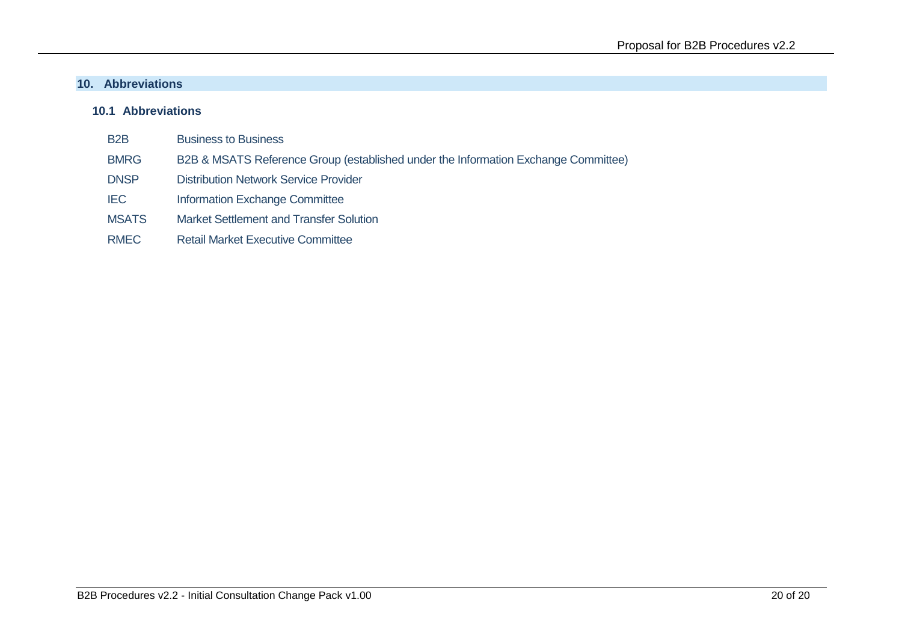## 10. Abbreviations

### 10.1 Abbreviations

| | |
|---|---|
| B2B | Business to Business |
| BMRG | B2B & MSATS Reference Group (established under the Information Exchange Committee) |
| DNSP | Distribution Network Service Provider |
| IEC | Information Exchange Committee |
| MSATS | Market Settlement and Transfer Solution |
| RMEC | Retail Market Executive Committee |